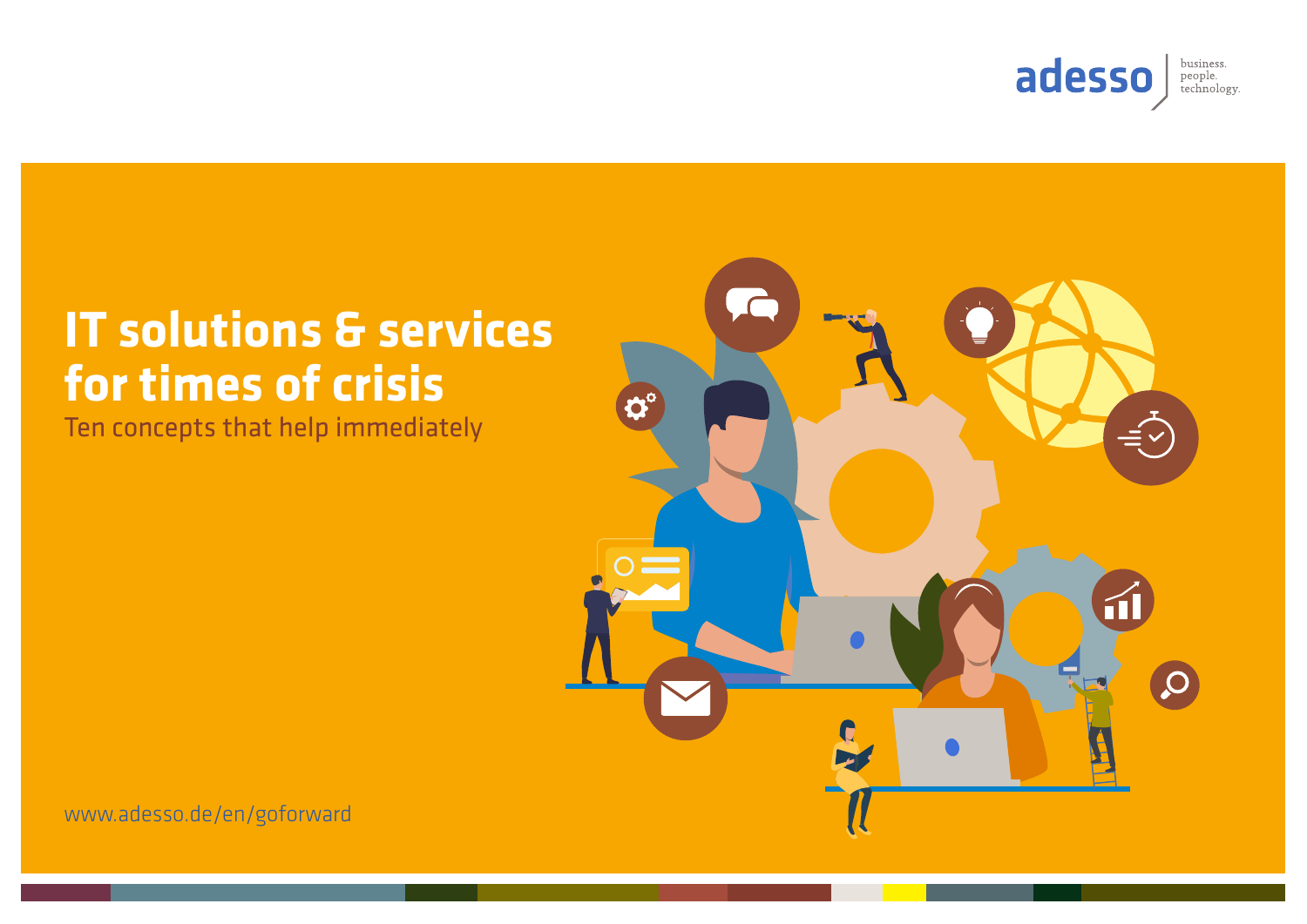adesso business. people. technology.

# IT solutions & services for times of crisis

Ten concepts that help immediately

www.adesso.de/en/goforward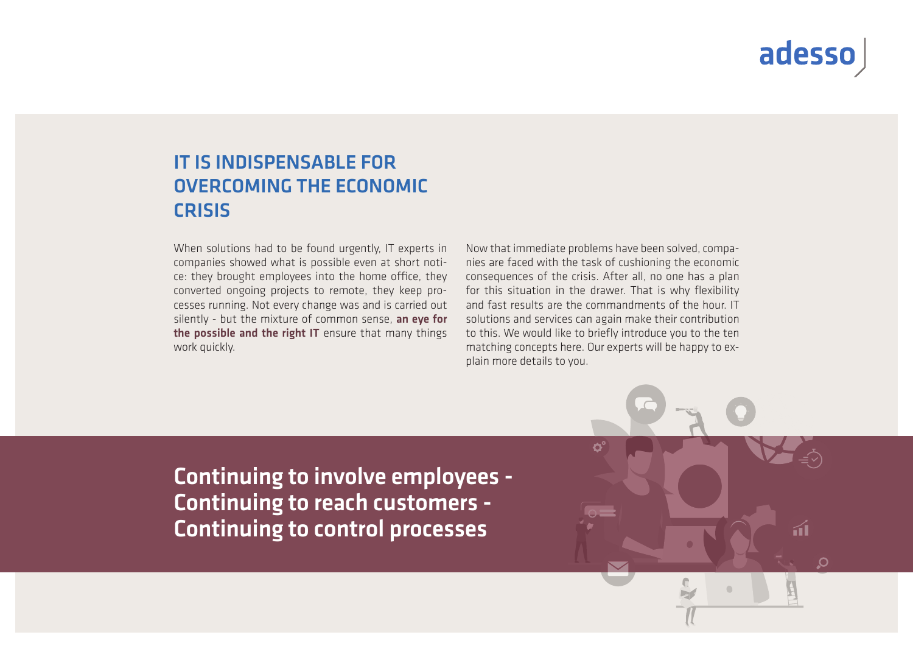## IT IS INDISPENSABLE FOR OVERCOMING THE ECONOMIC CRISIS

When solutions had to be found urgently, IT experts in companies showed what is possible even at short notice: they brought employees into the home office, they converted ongoing projects to remote, they keep processes running. Not every change was and is carried out silently - but the mixture of common sense, **an eye for the possible and the right IT** ensure that many things work quickly.

Now that immediate problems have been solved, companies are faced with the task of cushioning the economic consequences of the crisis. After all, no one has a plan for this situation in the drawer. That is why flexibility and fast results are the commandments of the hour. IT solutions and services can again make their contribution to this. We would like to briefly introduce you to the ten matching concepts here. Our experts will be happy to explain more details to you.

**Continuing to involve employees - Continuing to reach customers - Continuing to control processes**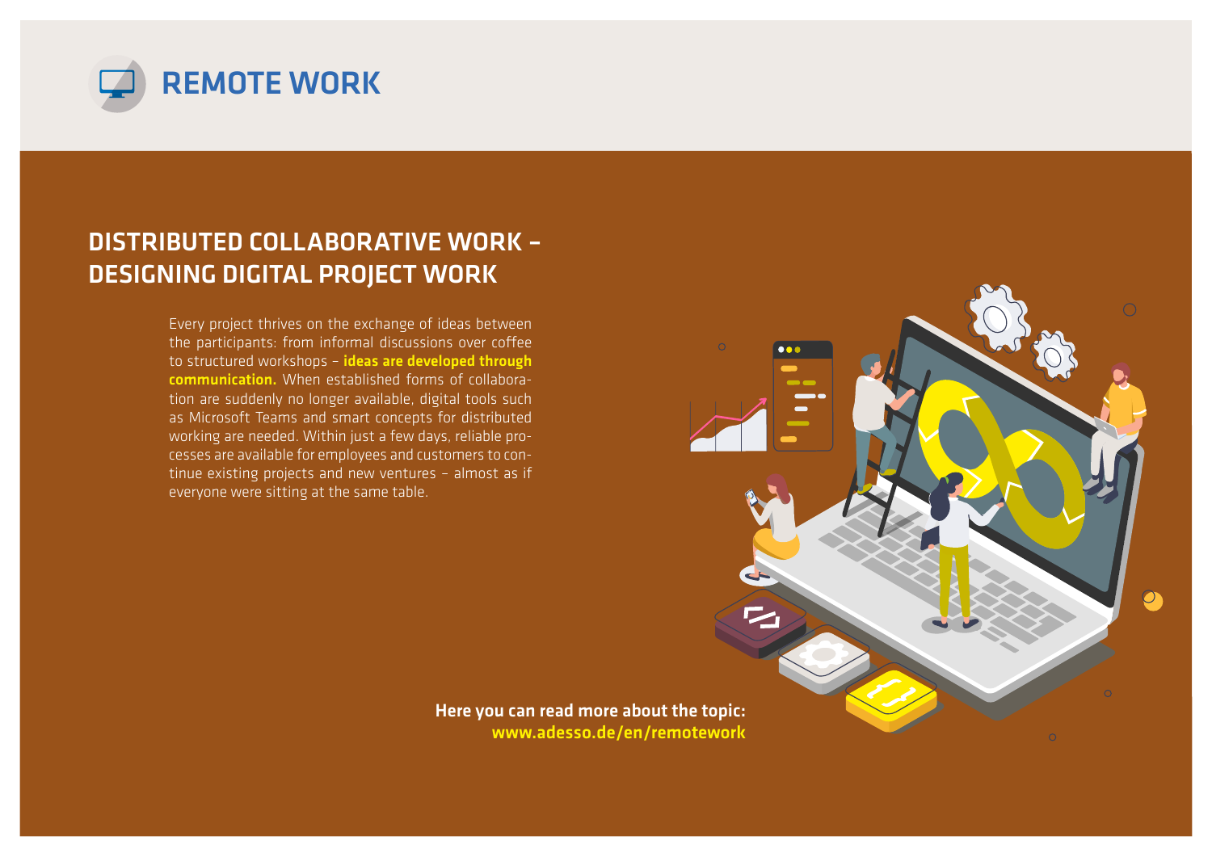# REMOTE WORK

## DISTRIBUTED COLLABORATIVE WORK – DESIGNING DIGITAL PROJECT WORK

Every project thrives on the exchange of ideas between the participants: from informal discussions over coffee to structured workshops – **ideas are developed through communication.** When established forms of collaboration are suddenly no longer available, digital tools such as Microsoft Teams and smart concepts for distributed working are needed. Within just a few days, reliable processes are available for employees and customers to continue existing projects and new ventures – almost as if everyone were sitting at the same table.

**Here you can read more about the topic:**
**www.adesso.de/en/remotework**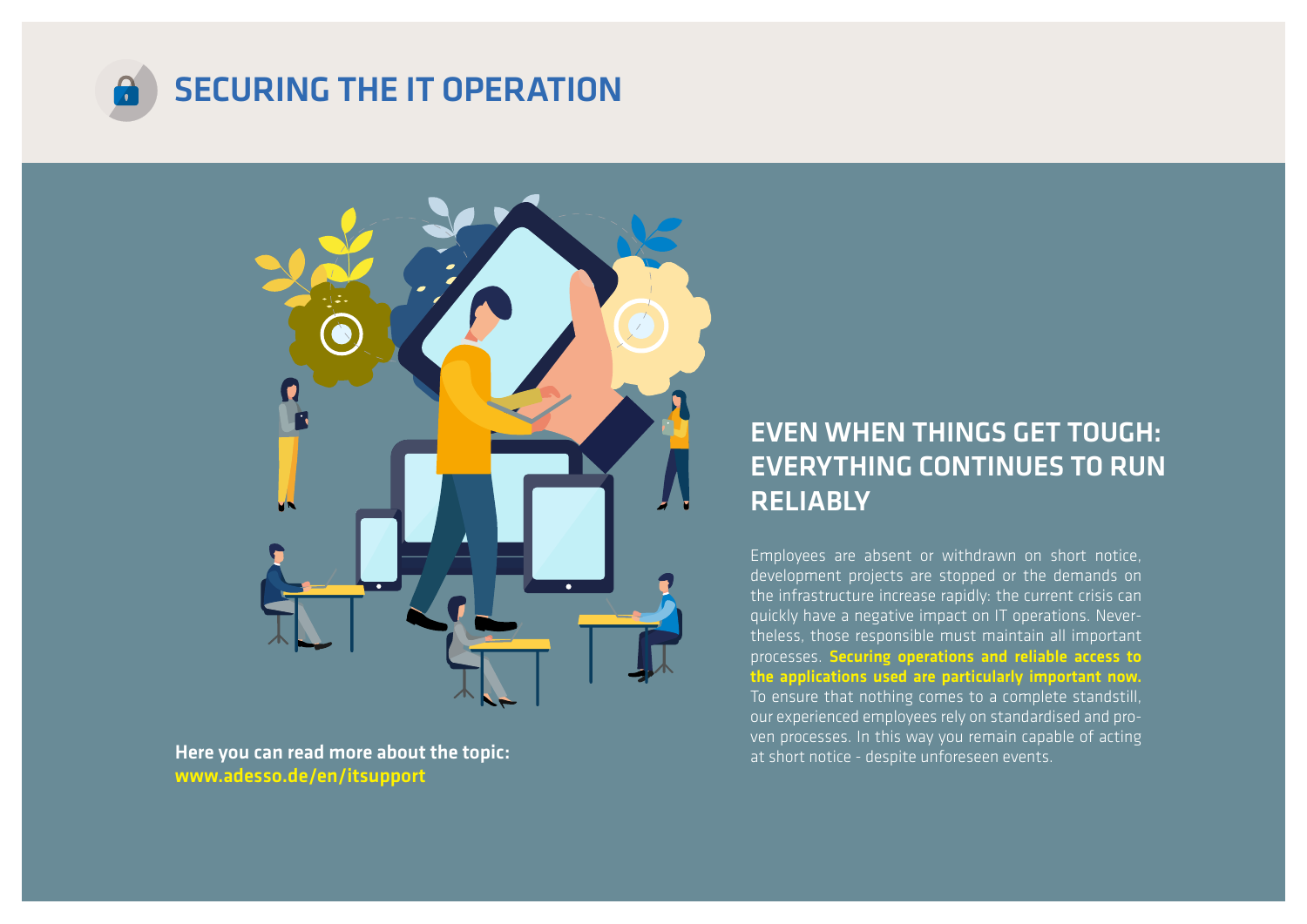# SECURING THE IT OPERATION

## EVEN WHEN THINGS GET TOUGH: EVERYTHING CONTINUES TO RUN RELIABLY

Employees are absent or withdrawn on short notice, development projects are stopped or the demands on the infrastructure increase rapidly: the current crisis can quickly have a negative impact on IT operations. Nevertheless, those responsible must maintain all important processes. **Securing operations and reliable access to the applications used are particularly important now.** To ensure that nothing comes to a complete standstill, our experienced employees rely on standardised and proven processes. In this way you remain capable of acting at short notice - despite unforeseen events.

**Here you can read more about the topic:**
**www.adesso.de/en/itsupport**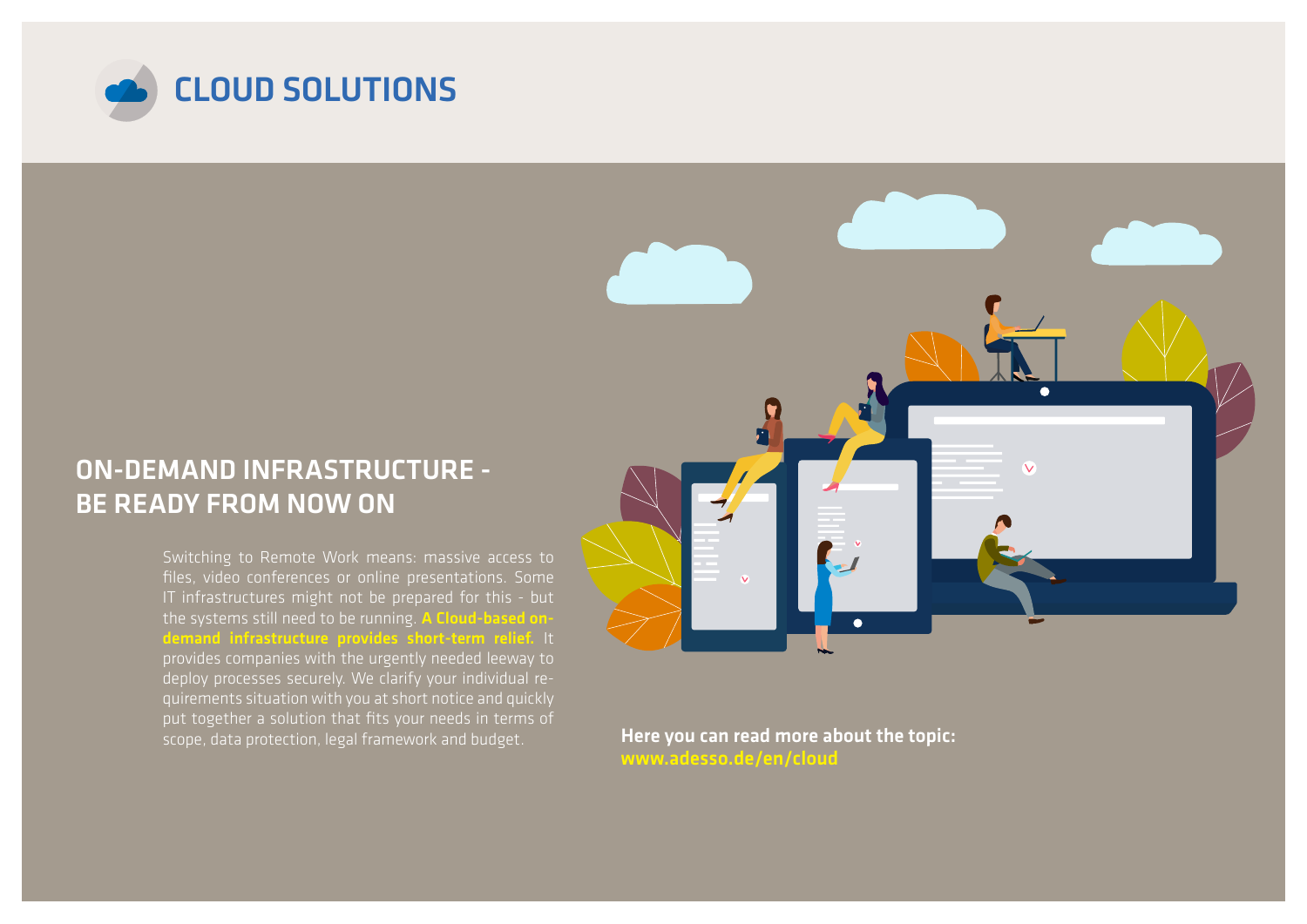# CLOUD SOLUTIONS

## ON-DEMAND INFRASTRUCTURE - BE READY FROM NOW ON

Switching to Remote Work means: massive access to files, video conferences or online presentations. Some IT infrastructures might not be prepared for this - but the systems still need to be running. **A Cloud-based on-demand infrastructure provides short-term relief.** It provides companies with the urgently needed leeway to deploy processes securely. We clarify your individual requirements situation with you at short notice and quickly put together a solution that fits your needs in terms of scope, data protection, legal framework and budget.

**Here you can read more about the topic:**
**www.adesso.de/en/cloud**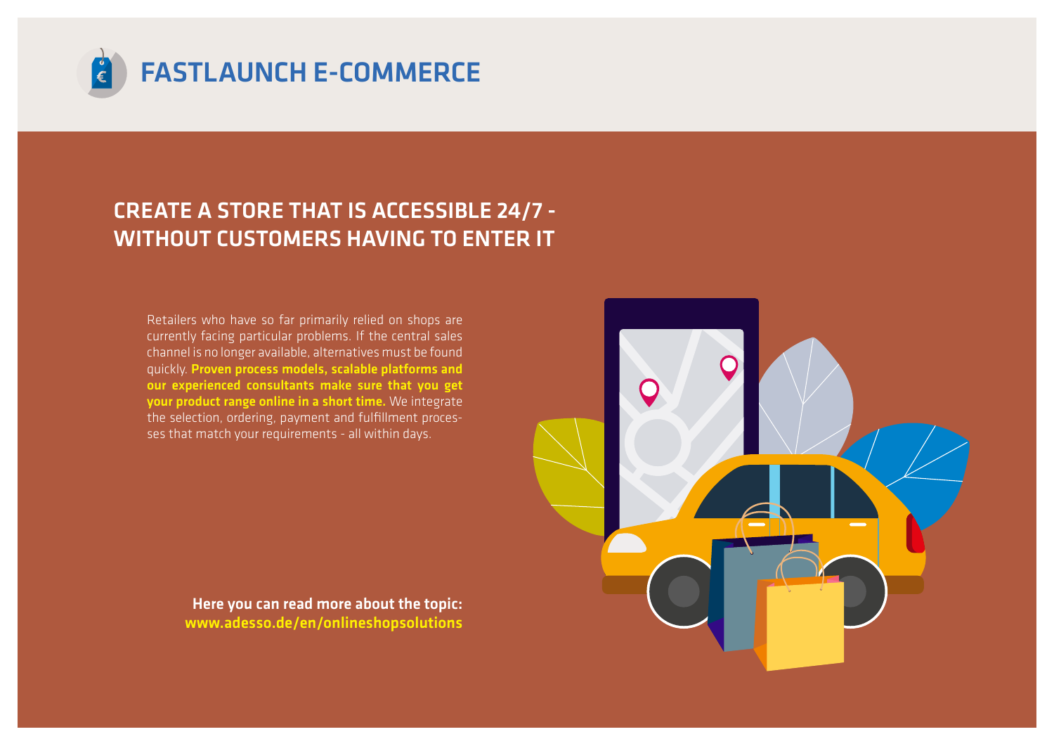# FASTLAUNCH E-COMMERCE

## CREATE A STORE THAT IS ACCESSIBLE 24/7 - WITHOUT CUSTOMERS HAVING TO ENTER IT

Retailers who have so far primarily relied on shops are currently facing particular problems. If the central sales channel is no longer available, alternatives must be found quickly. **Proven process models, scalable platforms and our experienced consultants make sure that you get your product range online in a short time.** We integrate the selection, ordering, payment and fulfillment processes that match your requirements - all within days.

**Here you can read more about the topic:**
**www.adesso.de/en/onlineshopsolutions**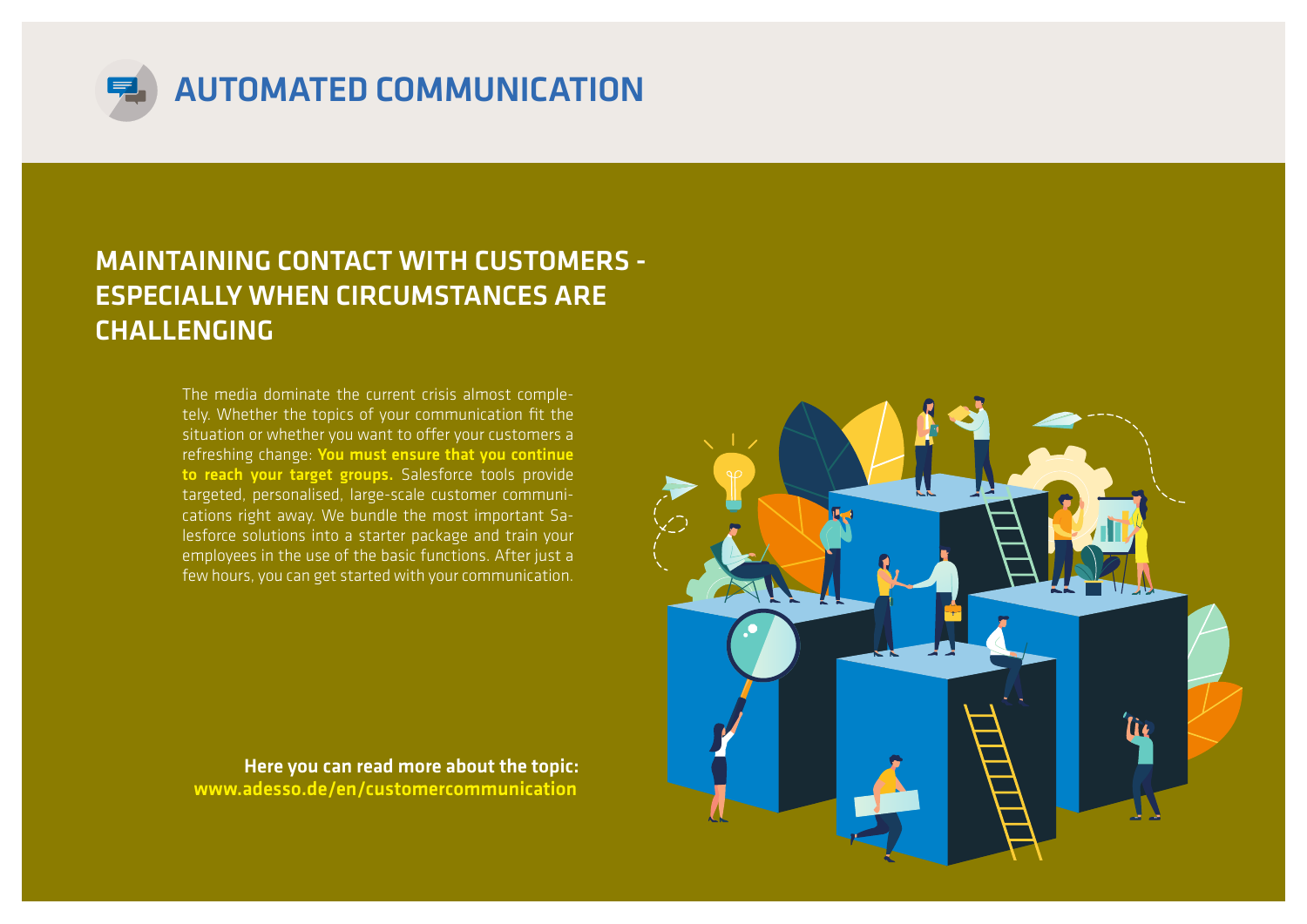# AUTOMATED COMMUNICATION

## MAINTAINING CONTACT WITH CUSTOMERS - ESPECIALLY WHEN CIRCUMSTANCES ARE CHALLENGING

The media dominate the current crisis almost completely. Whether the topics of your communication fit the situation or whether you want to offer your customers a refreshing change: **You must ensure that you continue to reach your target groups.** Salesforce tools provide targeted, personalised, large-scale customer communications right away. We bundle the most important Salesforce solutions into a starter package and train your employees in the use of the basic functions. After just a few hours, you can get started with your communication.

**Here you can read more about the topic:**
**www.adesso.de/en/customercommunication**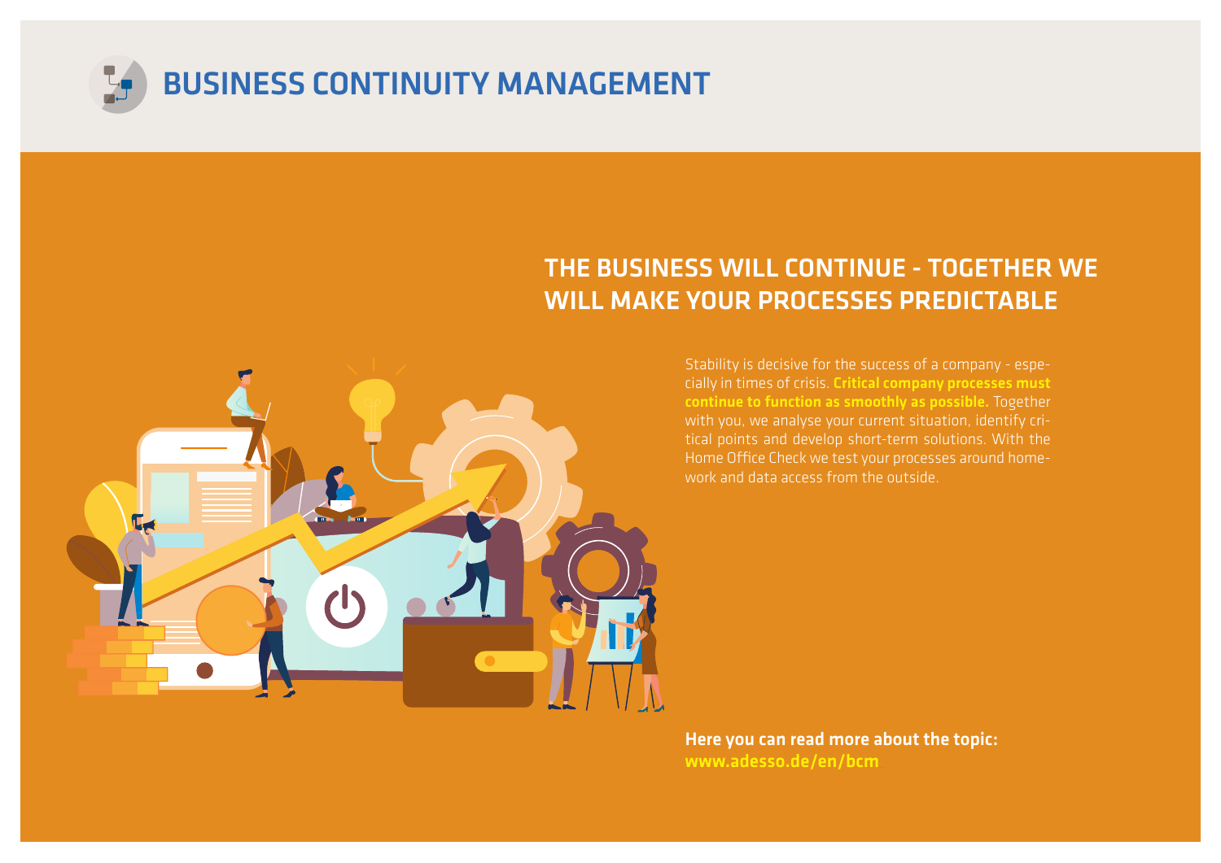# BUSINESS CONTINUITY MANAGEMENT

## THE BUSINESS WILL CONTINUE - TOGETHER WE WILL MAKE YOUR PROCESSES PREDICTABLE

Stability is decisive for the success of a company - especially in times of crisis. **Critical company processes must continue to function as smoothly as possible.** Together with you, we analyse your current situation, identify critical points and develop short-term solutions. With the Home Office Check we test your processes around homework and data access from the outside.

**Here you can read more about the topic:**
**www.adesso.de/en/bcm**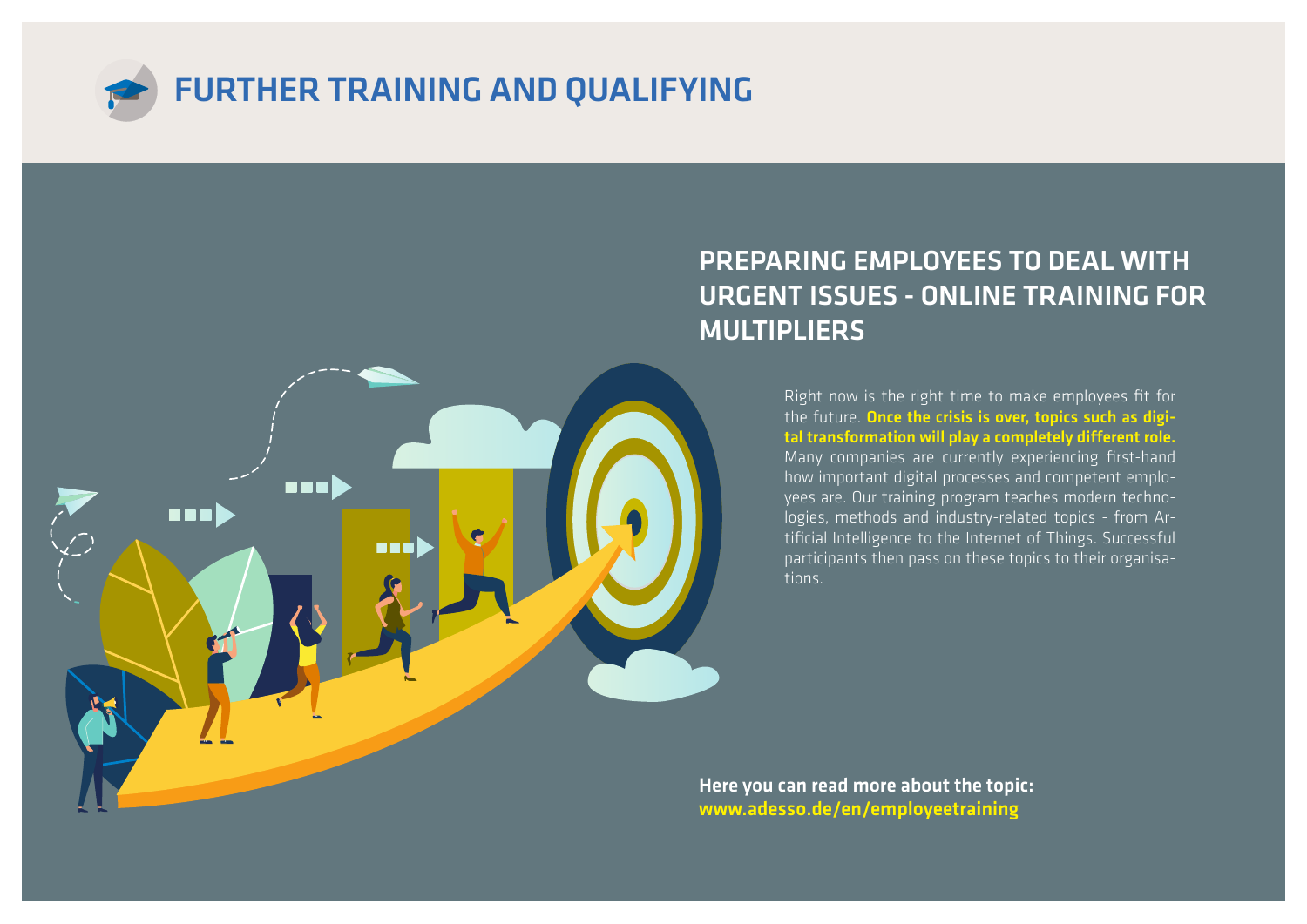# FURTHER TRAINING AND QUALIFYING

## PREPARING EMPLOYEES TO DEAL WITH URGENT ISSUES - ONLINE TRAINING FOR MULTIPLIERS

Right now is the right time to make employees fit for the future. **Once the crisis is over, topics such as digital transformation will play a completely different role.** Many companies are currently experiencing first-hand how important digital processes and competent employees are. Our training program teaches modern technologies, methods and industry-related topics - from Artificial Intelligence to the Internet of Things. Successful participants then pass on these topics to their organisations.

**Here you can read more about the topic:**
**www.adesso.de/en/employeetraining**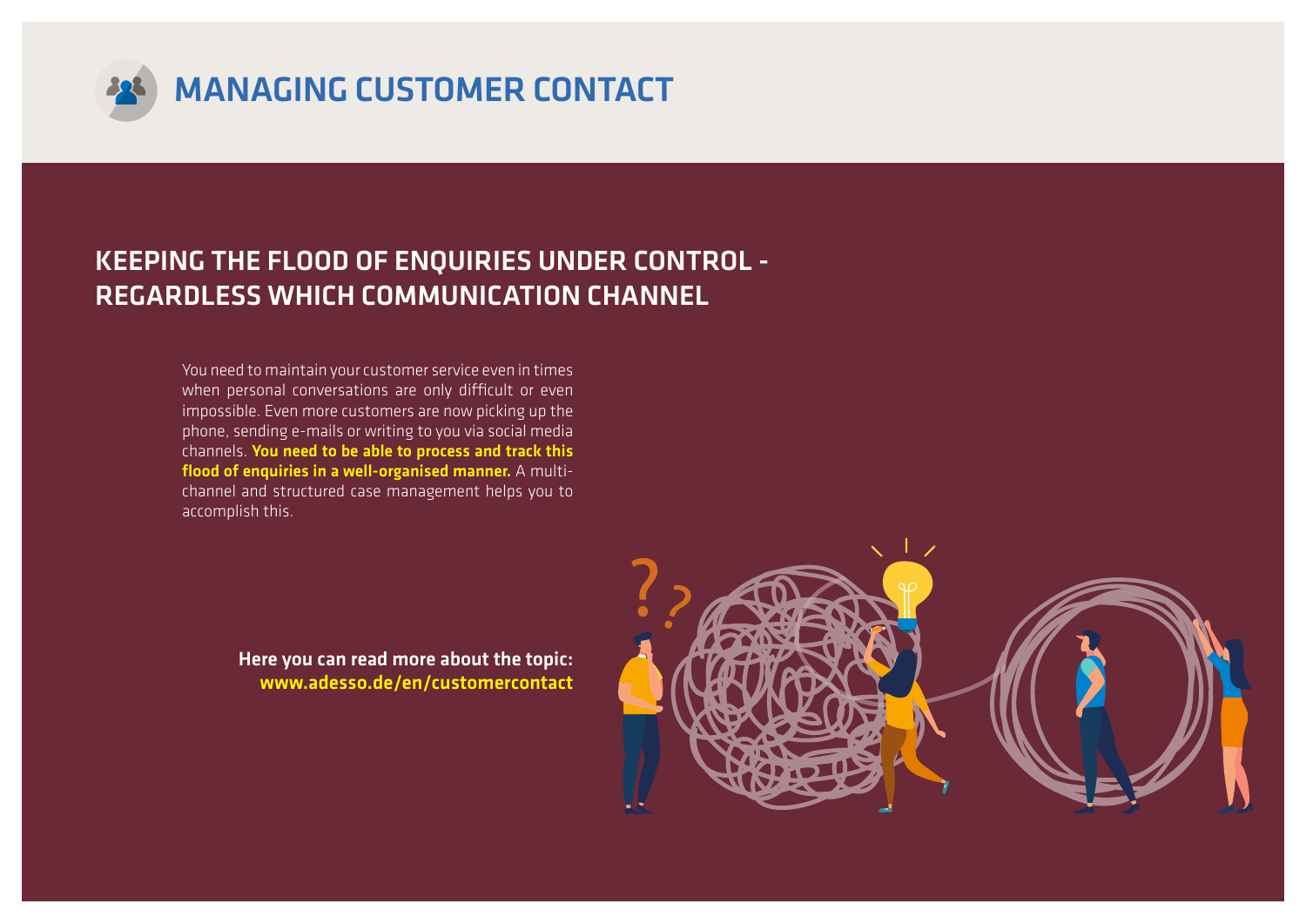# MANAGING CUSTOMER CONTACT

## KEEPING THE FLOOD OF ENQUIRIES UNDER CONTROL - REGARDLESS WHICH COMMUNICATION CHANNEL

You need to maintain your customer service even in times when personal conversations are only difficult or even impossible. Even more customers are now picking up the phone, sending e-mails or writing to you via social media channels. **You need to be able to process and track this flood of enquiries in a well-organised manner.** A multi-channel and structured case management helps you to accomplish this.

**Here you can read more about the topic:**
**www.adesso.de/en/customercontact**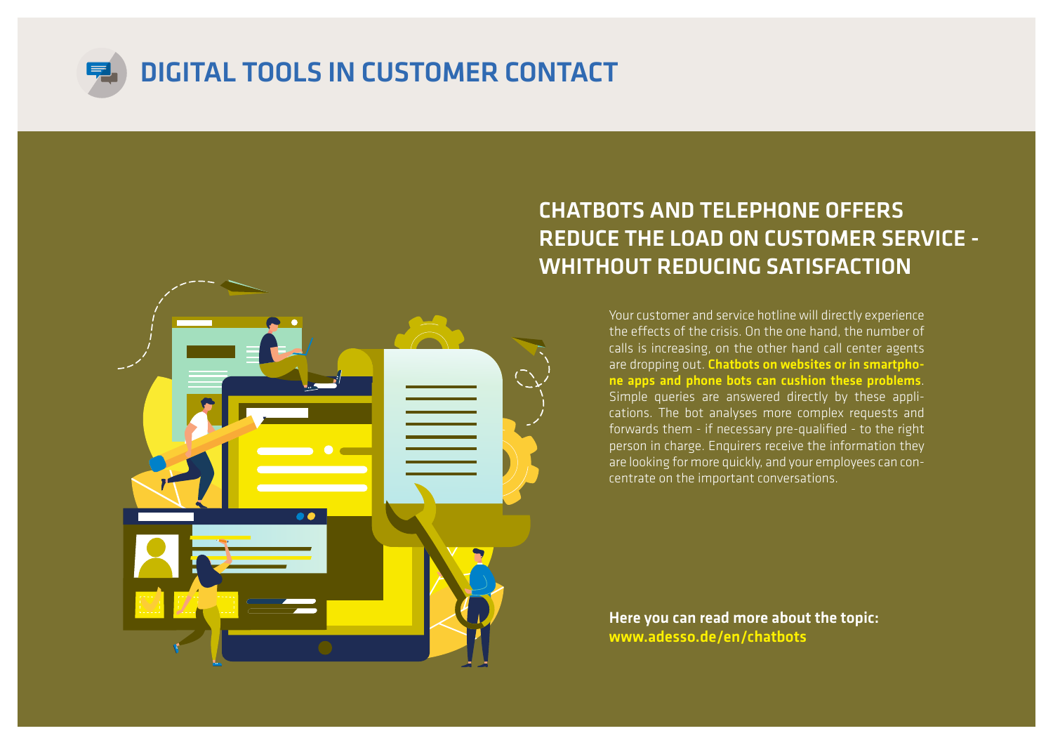# DIGITAL TOOLS IN CUSTOMER CONTACT

## CHATBOTS AND TELEPHONE OFFERS REDUCE THE LOAD ON CUSTOMER SERVICE - WHITHOUT REDUCING SATISFACTION

Your customer and service hotline will directly experience the effects of the crisis. On the one hand, the number of calls is increasing, on the other hand call center agents are dropping out. **Chatbots on websites or in smartphone apps and phone bots can cushion these problems**. Simple queries are answered directly by these applications. The bot analyses more complex requests and forwards them - if necessary pre-qualified - to the right person in charge. Enquirers receive the information they are looking for more quickly, and your employees can concentrate on the important conversations.

**Here you can read more about the topic:**
**www.adesso.de/en/chatbots**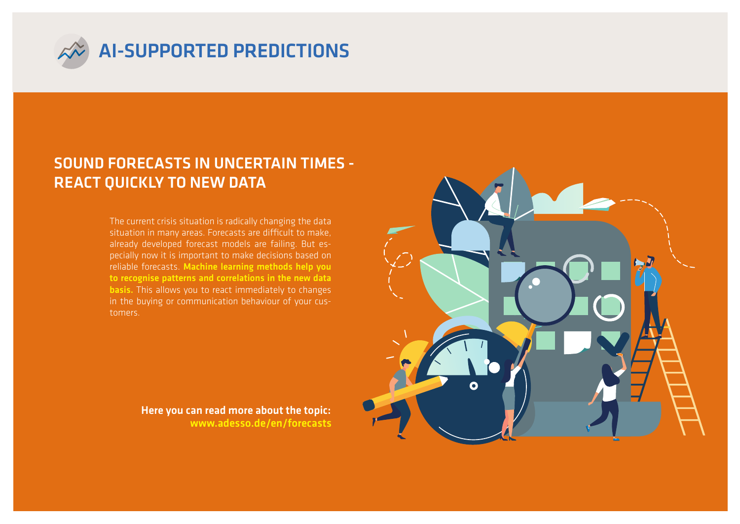# AI-SUPPORTED PREDICTIONS

## SOUND FORECASTS IN UNCERTAIN TIMES - REACT QUICKLY TO NEW DATA

The current crisis situation is radically changing the data situation in many areas. Forecasts are difficult to make, already developed forecast models are failing. But especially now it is important to make decisions based on reliable forecasts. **Machine learning methods help you to recognise patterns and correlations in the new data basis.** This allows you to react immediately to changes in the buying or communication behaviour of your customers.

**Here you can read more about the topic:**
**www.adesso.de/en/forecasts**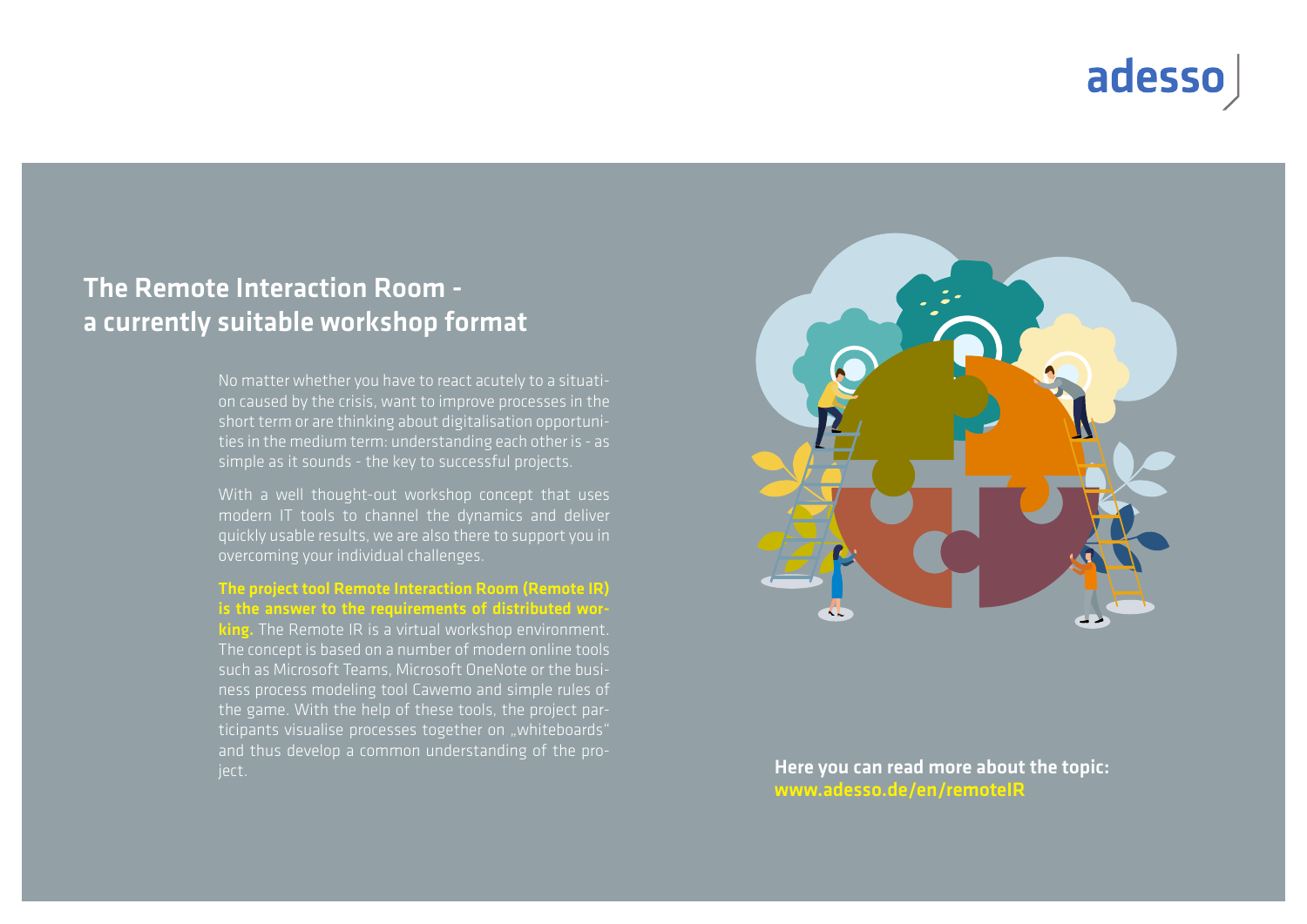# The Remote Interaction Room - a currently suitable workshop format

No matter whether you have to react acutely to a situation caused by the crisis, want to improve processes in the short term or are thinking about digitalisation opportunities in the medium term: understanding each other is - as simple as it sounds - the key to successful projects.

With a well thought-out workshop concept that uses modern IT tools to channel the dynamics and deliver quickly usable results, we are also there to support you in overcoming your individual challenges.

**The project tool Remote Interaction Room (Remote IR) is the answer to the requirements of distributed working.** The Remote IR is a virtual workshop environment. The concept is based on a number of modern online tools such as Microsoft Teams, Microsoft OneNote or the business process modeling tool Cawemo and simple rules of the game. With the help of these tools, the project participants visualise processes together on „whiteboards" and thus develop a common understanding of the project.

**Here you can read more about the topic:**
**www.adesso.de/en/remoteIR**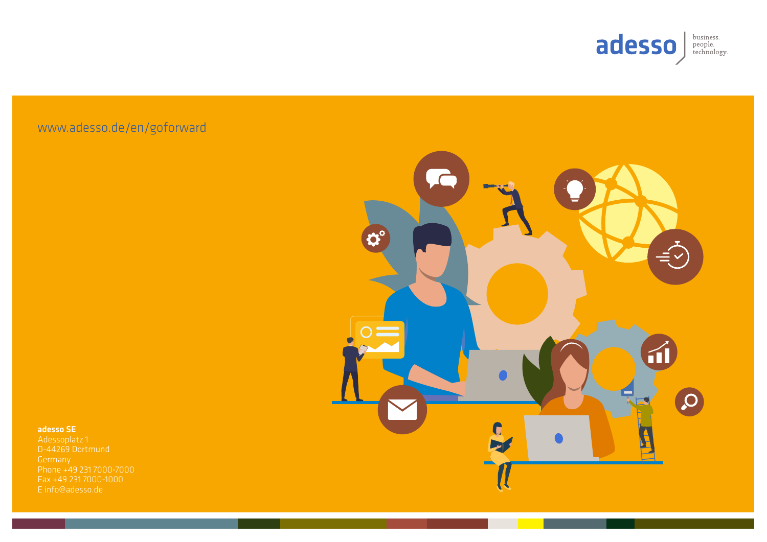adesso

business.
people.
technology.

www.adesso.de/en/goforward

**adesso SE**
Adessoplatz 1
D-44269 Dortmund
Germany
Phone +49 231 7000-7000
Fax +49 231 7000-1000
E info@adesso.de